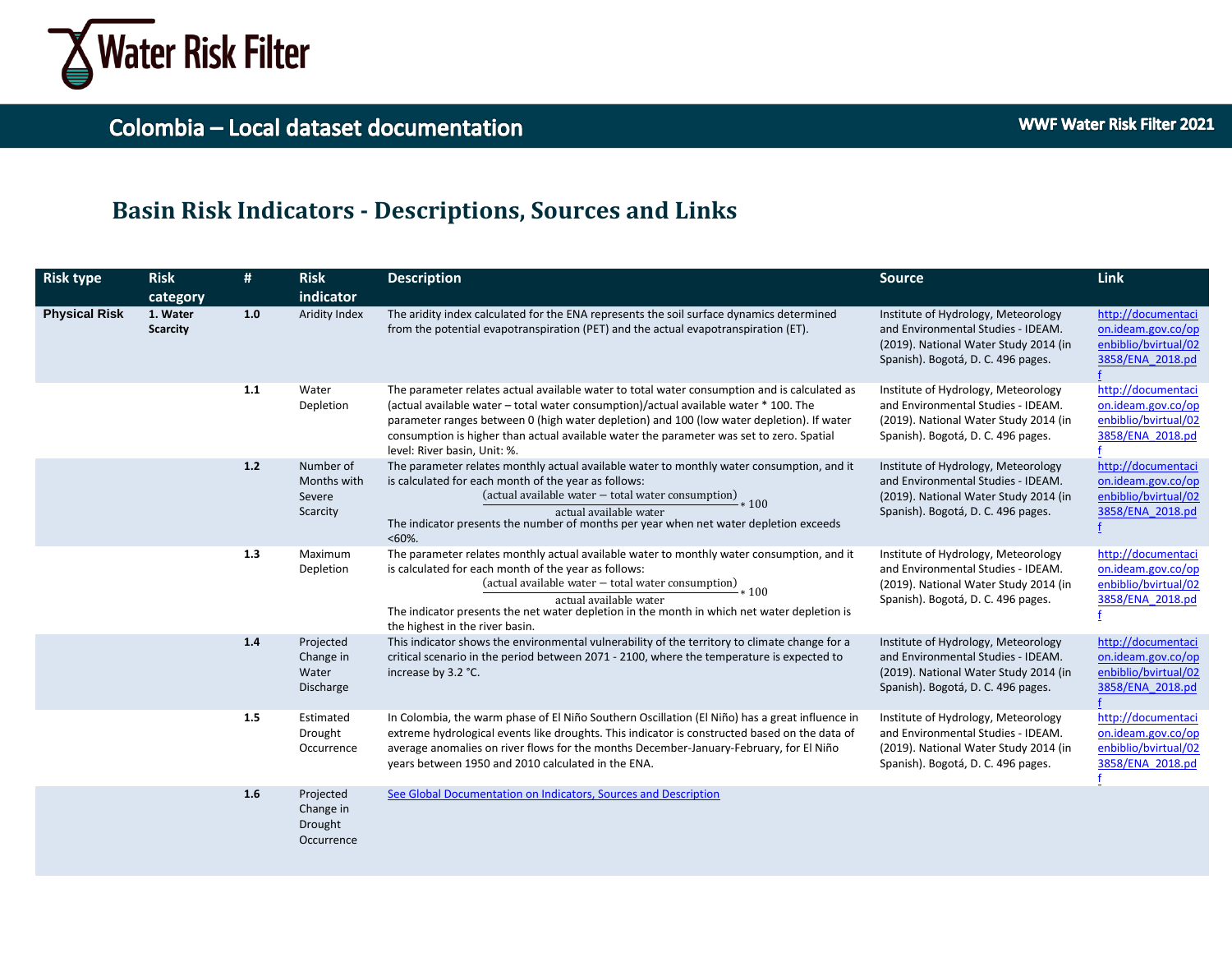# Colombia – Local dataset documentation

WWF Water Risk Filter 2021

## Basin Risk Indicators - Descriptions, Sources and Links

| Risk type | Risk category | # | Risk indicator | Description | Source | Link |
|---|---|---|---|---|---|---|
| **Physical Risk** | **1. Water Scarcity** | **1.0** | Aridity Index | The aridity index calculated for the ENA represents the soil surface dynamics determined from the potential evapotranspiration (PET) and the actual evapotranspiration (ET). | Institute of Hydrology, Meteorology and Environmental Studies - IDEAM. (2019). National Water Study 2014 (in Spanish). Bogotá, D. C. 496 pages. | http://documentacion.ideam.gov.co/openbiblio/bvirtual/023858/ENA_2018.pdf |
| | | **1.1** | Water Depletion | The parameter relates actual available water to total water consumption and is calculated as (actual available water – total water consumption)/actual available water * 100. The parameter ranges between 0 (high water depletion) and 100 (low water depletion). If water consumption is higher than actual available water the parameter was set to zero. Spatial level: River basin, Unit: %. | Institute of Hydrology, Meteorology and Environmental Studies - IDEAM. (2019). National Water Study 2014 (in Spanish). Bogotá, D. C. 496 pages. | http://documentacion.ideam.gov.co/openbiblio/bvirtual/023858/ENA_2018.pdf |
| | | **1.2** | Number of Months with Severe Scarcity | The parameter relates monthly actual available water to monthly water consumption, and it is calculated for each month of the year as follows: $\frac{(\text{actual available water} - \text{total water consumption})}{\text{actual available water}} * 100$ The indicator presents the number of months per year when net water depletion exceeds <60%. | Institute of Hydrology, Meteorology and Environmental Studies - IDEAM. (2019). National Water Study 2014 (in Spanish). Bogotá, D. C. 496 pages. | http://documentacion.ideam.gov.co/openbiblio/bvirtual/023858/ENA_2018.pdf |
| | | **1.3** | Maximum Depletion | The parameter relates monthly actual available water to monthly water consumption, and it is calculated for each month of the year as follows: $\frac{(\text{actual available water} - \text{total water consumption})}{\text{actual available water}} * 100$ The indicator presents the net water depletion in the month in which net water depletion is the highest in the river basin. | Institute of Hydrology, Meteorology and Environmental Studies - IDEAM. (2019). National Water Study 2014 (in Spanish). Bogotá, D. C. 496 pages. | http://documentacion.ideam.gov.co/openbiblio/bvirtual/023858/ENA_2018.pdf |
| | | **1.4** | Projected Change in Water Discharge | This indicator shows the environmental vulnerability of the territory to climate change for a critical scenario in the period between 2071 - 2100, where the temperature is expected to increase by 3.2 °C. | Institute of Hydrology, Meteorology and Environmental Studies - IDEAM. (2019). National Water Study 2014 (in Spanish). Bogotá, D. C. 496 pages. | http://documentacion.ideam.gov.co/openbiblio/bvirtual/023858/ENA_2018.pdf |
| | | **1.5** | Estimated Drought Occurrence | In Colombia, the warm phase of El Niño Southern Oscillation (El Niño) has a great influence in extreme hydrological events like droughts. This indicator is constructed based on the data of average anomalies on river flows for the months December-January-February, for El Niño years between 1950 and 2010 calculated in the ENA. | Institute of Hydrology, Meteorology and Environmental Studies - IDEAM. (2019). National Water Study 2014 (in Spanish). Bogotá, D. C. 496 pages. | http://documentacion.ideam.gov.co/openbiblio/bvirtual/023858/ENA_2018.pdf |
| | | **1.6** | Projected Change in Drought Occurrence | See Global Documentation on Indicators, Sources and Description | | |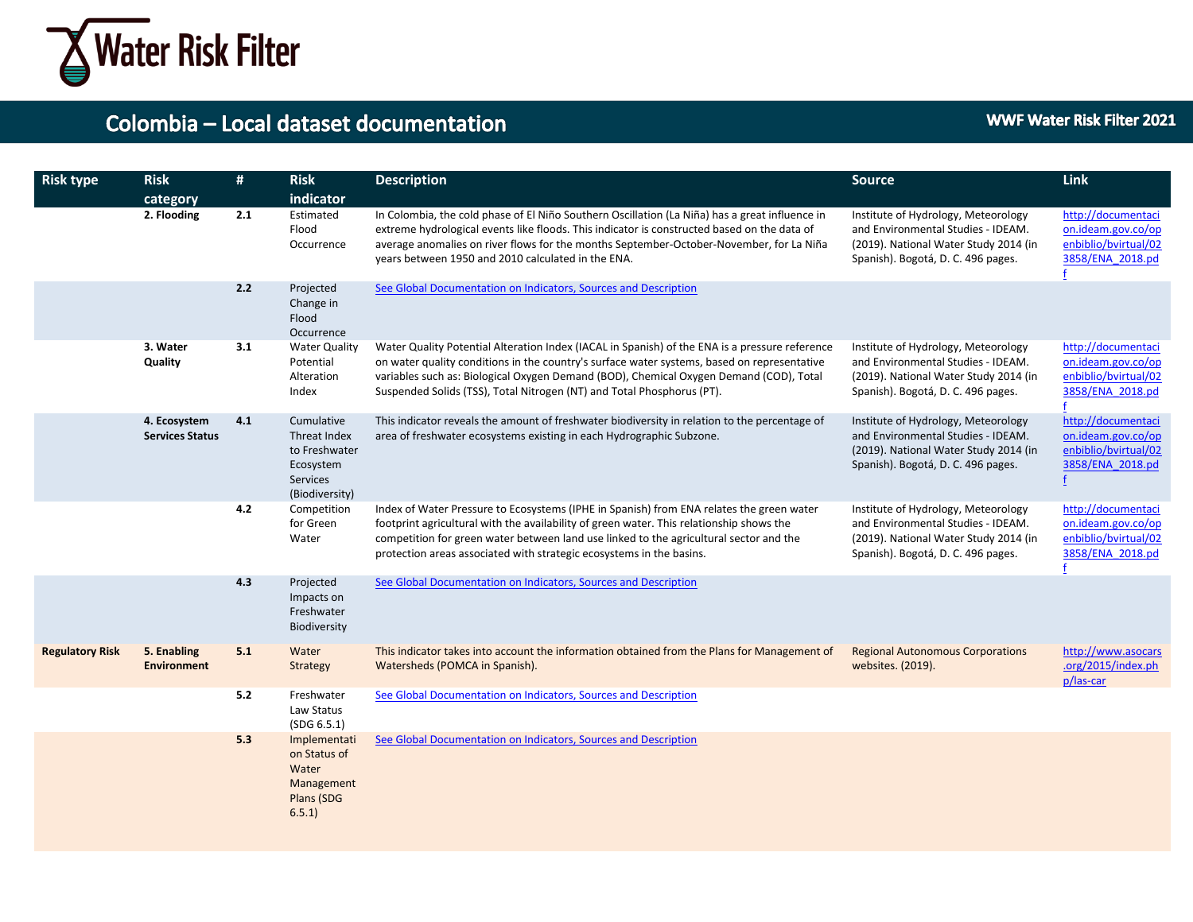# Colombia – Local dataset documentation

WWF Water Risk Filter 2021

| Risk type | Risk category | # | Risk indicator | Description | Source | Link |
|---|---|---|---|---|---|---|
| | **2. Flooding** | **2.1** | Estimated Flood Occurrence | In Colombia, the cold phase of El Niño Southern Oscillation (La Niña) has a great influence in extreme hydrological events like floods. This indicator is constructed based on the data of average anomalies on river flows for the months September-October-November, for La Niña years between 1950 and 2010 calculated in the ENA. | Institute of Hydrology, Meteorology and Environmental Studies - IDEAM. (2019). National Water Study 2014 (in Spanish). Bogotá, D. C. 496 pages. | http://documentacion.ideam.gov.co/openbiblio/bvirtual/023858/ENA_2018.pdf |
| | | **2.2** | Projected Change in Flood Occurrence | See Global Documentation on Indicators, Sources and Description | | |
| | **3. Water Quality** | **3.1** | Water Quality Potential Alteration Index | Water Quality Potential Alteration Index (IACAL in Spanish) of the ENA is a pressure reference on water quality conditions in the country's surface water systems, based on representative variables such as: Biological Oxygen Demand (BOD), Chemical Oxygen Demand (COD), Total Suspended Solids (TSS), Total Nitrogen (NT) and Total Phosphorus (PT). | Institute of Hydrology, Meteorology and Environmental Studies - IDEAM. (2019). National Water Study 2014 (in Spanish). Bogotá, D. C. 496 pages. | http://documentacion.ideam.gov.co/openbiblio/bvirtual/023858/ENA_2018.pdf |
| | **4. Ecosystem Services Status** | **4.1** | Cumulative Threat Index to Freshwater Ecosystem Services (Biodiversity) | This indicator reveals the amount of freshwater biodiversity in relation to the percentage of area of freshwater ecosystems existing in each Hydrographic Subzone. | Institute of Hydrology, Meteorology and Environmental Studies - IDEAM. (2019). National Water Study 2014 (in Spanish). Bogotá, D. C. 496 pages. | http://documentacion.ideam.gov.co/openbiblio/bvirtual/023858/ENA_2018.pdf |
| | | **4.2** | Competition for Green Water | Index of Water Pressure to Ecosystems (IPHE in Spanish) from ENA relates the green water footprint agricultural with the availability of green water. This relationship shows the competition for green water between land use linked to the agricultural sector and the protection areas associated with strategic ecosystems in the basins. | Institute of Hydrology, Meteorology and Environmental Studies - IDEAM. (2019). National Water Study 2014 (in Spanish). Bogotá, D. C. 496 pages. | http://documentacion.ideam.gov.co/openbiblio/bvirtual/023858/ENA_2018.pdf |
| | | **4.3** | Projected Impacts on Freshwater Biodiversity | See Global Documentation on Indicators, Sources and Description | | |
| **Regulatory Risk** | **5. Enabling Environment** | **5.1** | Water Strategy | This indicator takes into account the information obtained from the Plans for Management of Watersheds (POMCA in Spanish). | Regional Autonomous Corporations websites. (2019). | http://www.asocars.org/2015/index.php/las-car |
| | | **5.2** | Freshwater Law Status (SDG 6.5.1) | See Global Documentation on Indicators, Sources and Description | | |
| | | **5.3** | Implementation Status of Water Management Plans (SDG 6.5.1) | See Global Documentation on Indicators, Sources and Description | | |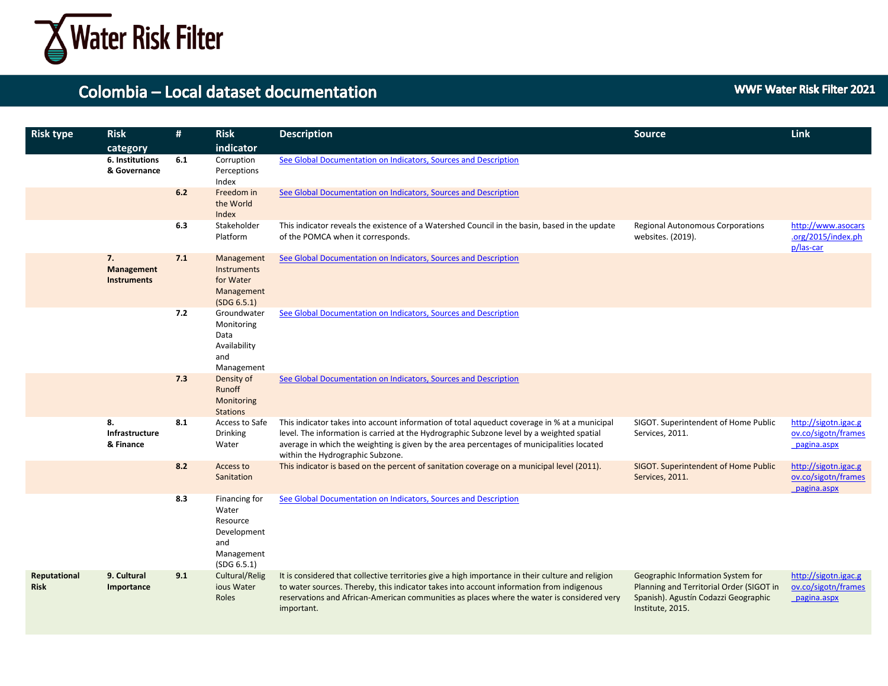# Colombia – Local dataset documentation

WWF Water Risk Filter 2021

| Risk type | Risk category | # | Risk indicator | Description | Source | Link |
|---|---|---|---|---|---|---|
| | **6. Institutions & Governance** | **6.1** | Corruption Perceptions Index | See Global Documentation on Indicators, Sources and Description | | |
| | | **6.2** | Freedom in the World Index | See Global Documentation on Indicators, Sources and Description | | |
| | | **6.3** | Stakeholder Platform | This indicator reveals the existence of a Watershed Council in the basin, based in the update of the POMCA when it corresponds. | Regional Autonomous Corporations websites. (2019). | http://www.asocars.org/2015/index.php/las-car |
| | **7. Management Instruments** | **7.1** | Management Instruments for Water Management (SDG 6.5.1) | See Global Documentation on Indicators, Sources and Description | | |
| | | **7.2** | Groundwater Monitoring Data Availability and Management | See Global Documentation on Indicators, Sources and Description | | |
| | | **7.3** | Density of Runoff Monitoring Stations | See Global Documentation on Indicators, Sources and Description | | |
| | **8. Infrastructure & Finance** | **8.1** | Access to Safe Drinking Water | This indicator takes into account information of total aqueduct coverage in % at a municipal level. The information is carried at the Hydrographic Subzone level by a weighted spatial average in which the weighting is given by the area percentages of municipalities located within the Hydrographic Subzone. | SIGOT. Superintendent of Home Public Services, 2011. | http://sigotn.igac.gov.co/sigotn/frames_pagina.aspx |
| | | **8.2** | Access to Sanitation | This indicator is based on the percent of sanitation coverage on a municipal level (2011). | SIGOT. Superintendent of Home Public Services, 2011. | http://sigotn.igac.gov.co/sigotn/frames_pagina.aspx |
| | | **8.3** | Financing for Water Resource Development and Management (SDG 6.5.1) | See Global Documentation on Indicators, Sources and Description | | |
| **Reputational Risk** | **9. Cultural Importance** | **9.1** | Cultural/Religious Water Roles | It is considered that collective territories give a high importance in their culture and religion to water sources. Thereby, this indicator takes into account information from indigenous reservations and African-American communities as places where the water is considered very important. | Geographic Information System for Planning and Territorial Order (SIGOT in Spanish). Agustín Codazzi Geographic Institute, 2015. | http://sigotn.igac.gov.co/sigotn/frames_pagina.aspx |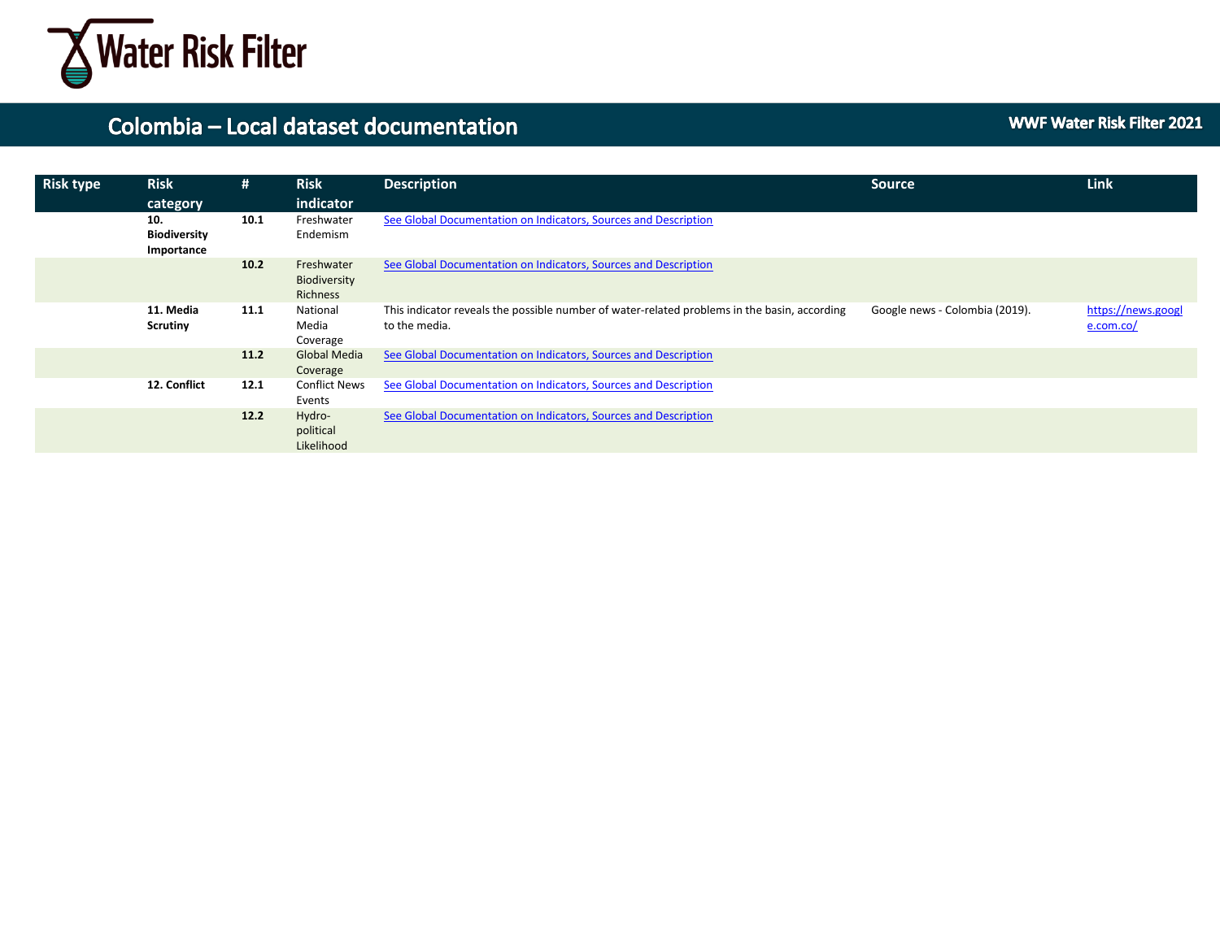Water Risk Filter

# Colombia – Local dataset documentation

WWF Water Risk Filter 2021

| Risk type | Risk category | # | Risk indicator | Description | Source | Link |
|---|---|---|---|---|---|---|
| | **10. Biodiversity Importance** | **10.1** | Freshwater Endemism | See Global Documentation on Indicators, Sources and Description | | |
| | | **10.2** | Freshwater Biodiversity Richness | See Global Documentation on Indicators, Sources and Description | | |
| | **11. Media Scrutiny** | **11.1** | National Media Coverage | This indicator reveals the possible number of water-related problems in the basin, according to the media. | Google news - Colombia (2019). | https://news.google.com.co/ |
| | | **11.2** | Global Media Coverage | See Global Documentation on Indicators, Sources and Description | | |
| | **12. Conflict** | **12.1** | Conflict News Events | See Global Documentation on Indicators, Sources and Description | | |
| | | **12.2** | Hydro-political Likelihood | See Global Documentation on Indicators, Sources and Description | | |